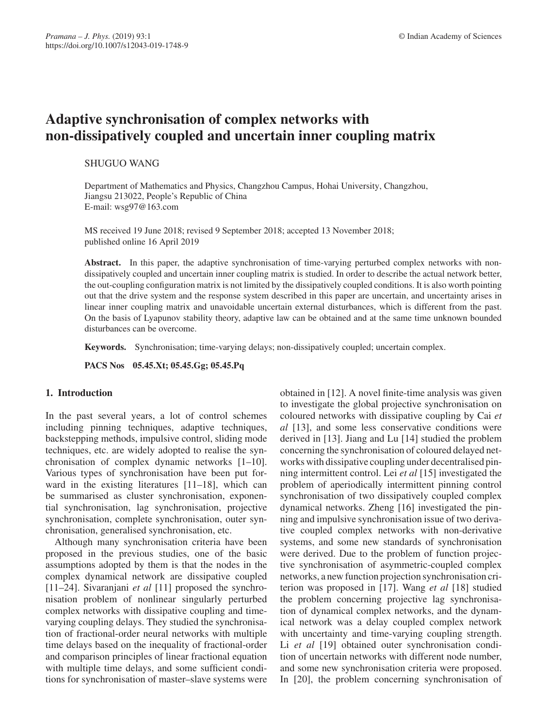# Adaptive synchronisation of complex networks with non-dissipatively coupled and uncertain inner coupling matrix

SHUGUO WANG

Department of Mathematics and Physics, Changzhou Campus, Hohai University, Changzhou, Jiangsu 213022, People's Republic of China
E-mail: wsg97@163.com

MS received 19 June 2018; revised 9 September 2018; accepted 13 November 2018; published online 16 April 2019

**Abstract.** In this paper, the adaptive synchronisation of time-varying perturbed complex networks with non-dissipatively coupled and uncertain inner coupling matrix is studied. In order to describe the actual network better, the out-coupling configuration matrix is not limited by the dissipatively coupled conditions. It is also worth pointing out that the drive system and the response system described in this paper are uncertain, and uncertainty arises in linear inner coupling matrix and unavoidable uncertain external disturbances, which is different from the past. On the basis of Lyapunov stability theory, adaptive law can be obtained and at the same time unknown bounded disturbances can be overcome.

**Keywords.** Synchronisation; time-varying delays; non-dissipatively coupled; uncertain complex.

**PACS Nos** **05.45.Xt; 05.45.Gg; 05.45.Pq**

## 1. Introduction

In the past several years, a lot of control schemes including pinning techniques, adaptive techniques, backstepping methods, impulsive control, sliding mode techniques, etc. are widely adopted to realise the synchronisation of complex dynamic networks [1–10]. Various types of synchronisation have been put forward in the existing literatures [11–18], which can be summarised as cluster synchronisation, exponential synchronisation, lag synchronisation, projective synchronisation, complete synchronisation, outer synchronisation, generalised synchronisation, etc.

Although many synchronisation criteria have been proposed in the previous studies, one of the basic assumptions adopted by them is that the nodes in the complex dynamical network are dissipative coupled [11–24]. Sivaranjani *et al* [11] proposed the synchronisation problem of nonlinear singularly perturbed complex networks with dissipative coupling and time-varying coupling delays. They studied the synchronisation of fractional-order neural networks with multiple time delays based on the inequality of fractional-order and comparison principles of linear fractional equation with multiple time delays, and some sufficient conditions for synchronisation of master–slave systems were obtained in [12]. A novel finite-time analysis was given to investigate the global projective synchronisation on coloured networks with dissipative coupling by Cai *et al* [13], and some less conservative conditions were derived in [13]. Jiang and Lu [14] studied the problem concerning the synchronisation of coloured delayed networks with dissipative coupling under decentralised pinning intermittent control. Lei *et al* [15] investigated the problem of aperiodically intermittent pinning control synchronisation of two dissipatively coupled complex dynamical networks. Zheng [16] investigated the pinning and impulsive synchronisation issue of two derivative coupled complex networks with non-derivative systems, and some new standards of synchronisation were derived. Due to the problem of function projective synchronisation of asymmetric-coupled complex networks, a new function projection synchronisation criterion was proposed in [17]. Wang *et al* [18] studied the problem concerning projective lag synchronisation of dynamical complex networks, and the dynamical network was a delay coupled complex network with uncertainty and time-varying coupling strength. Li *et al* [19] obtained outer synchronisation condition of uncertain networks with different node number, and some new synchronisation criteria were proposed. In [20], the problem concerning synchronisation of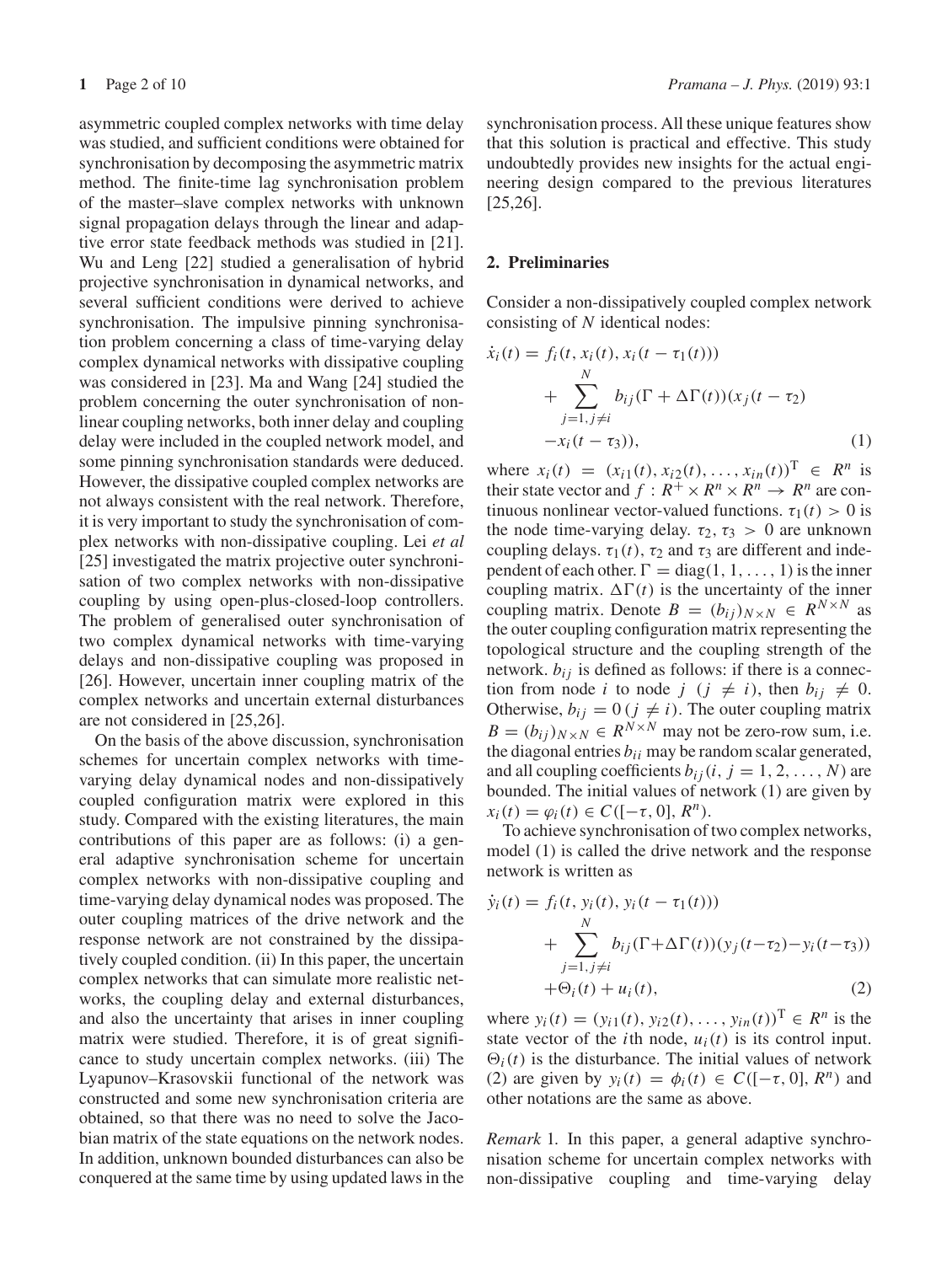asymmetric coupled complex networks with time delay was studied, and sufficient conditions were obtained for synchronisation by decomposing the asymmetric matrix method. The finite-time lag synchronisation problem of the master–slave complex networks with unknown signal propagation delays through the linear and adaptive error state feedback methods was studied in [21]. Wu and Leng [22] studied a generalisation of hybrid projective synchronisation in dynamical networks, and several sufficient conditions were derived to achieve synchronisation. The impulsive pinning synchronisation problem concerning a class of time-varying delay complex dynamical networks with dissipative coupling was considered in [23]. Ma and Wang [24] studied the problem concerning the outer synchronisation of nonlinear coupling networks, both inner delay and coupling delay were included in the coupled network model, and some pinning synchronisation standards were deduced. However, the dissipative coupled complex networks are not always consistent with the real network. Therefore, it is very important to study the synchronisation of complex networks with non-dissipative coupling. Lei *et al* [25] investigated the matrix projective outer synchronisation of two complex networks with non-dissipative coupling by using open-plus-closed-loop controllers. The problem of generalised outer synchronisation of two complex dynamical networks with time-varying delays and non-dissipative coupling was proposed in [26]. However, uncertain inner coupling matrix of the complex networks and uncertain external disturbances are not considered in [25,26].

On the basis of the above discussion, synchronisation schemes for uncertain complex networks with time-varying delay dynamical nodes and non-dissipatively coupled configuration matrix were explored in this study. Compared with the existing literatures, the main contributions of this paper are as follows: (i) a general adaptive synchronisation scheme for uncertain complex networks with non-dissipative coupling and time-varying delay dynamical nodes was proposed. The outer coupling matrices of the drive network and the response network are not constrained by the dissipatively coupled condition. (ii) In this paper, the uncertain complex networks that can simulate more realistic networks, the coupling delay and external disturbances, and also the uncertainty that arises in inner coupling matrix were studied. Therefore, it is of great significance to study uncertain complex networks. (iii) The Lyapunov–Krasovskii functional of the network was constructed and some new synchronisation criteria are obtained, so that there was no need to solve the Jacobian matrix of the state equations on the network nodes. In addition, unknown bounded disturbances can also be conquered at the same time by using updated laws in the synchronisation process. All these unique features show that this solution is practical and effective. This study undoubtedly provides new insights for the actual engineering design compared to the previous literatures [25,26].

## 2. Preliminaries

Consider a non-dissipatively coupled complex network consisting of $N$ identical nodes:

$$\dot{x}_i(t) = f_i(t, x_i(t), x_i(t-\tau_1(t))) + \sum_{j=1, j\neq i}^{N} b_{ij}(\Gamma + \Delta\Gamma(t))(x_j(t-\tau_2) - x_i(t-\tau_3)), \tag{1}$$

where $x_i(t) = (x_{i1}(t), x_{i2}(t), \ldots, x_{in}(t))^{\mathrm{T}} \in R^n$ is their state vector and $f : R^+ \times R^n \times R^n \to R^n$ are continuous nonlinear vector-valued functions. $\tau_1(t) > 0$ is the node time-varying delay. $\tau_2, \tau_3 > 0$ are unknown coupling delays. $\tau_1(t)$, $\tau_2$ and $\tau_3$ are different and independent of each other. $\Gamma = \mathrm{diag}(1, 1, \ldots, 1)$ is the inner coupling matrix. $\Delta\Gamma(t)$ is the uncertainty of the inner coupling matrix. Denote $B = (b_{ij})_{N\times N} \in R^{N\times N}$ as the outer coupling configuration matrix representing the topological structure and the coupling strength of the network. $b_{ij}$ is defined as follows: if there is a connection from node $i$ to node $j$ $(j \neq i)$, then $b_{ij} \neq 0$. Otherwise, $b_{ij} = 0\,(j \neq i)$. The outer coupling matrix $B = (b_{ij})_{N\times N} \in R^{N\times N}$ may not be zero-row sum, i.e. the diagonal entries $b_{ii}$ may be random scalar generated, and all coupling coefficients $b_{ij}(i, j = 1, 2, \ldots, N)$ are bounded. The initial values of network (1) are given by $x_i(t) = \varphi_i(t) \in C([-\tau, 0], R^n)$.

To achieve synchronisation of two complex networks, model (1) is called the drive network and the response network is written as

$$\dot{y}_i(t) = f_i(t, y_i(t), y_i(t-\tau_1(t))) + \sum_{j=1, j\neq i}^{N} b_{ij}(\Gamma+\Delta\Gamma(t))(y_j(t-\tau_2)-y_i(t-\tau_3)) + \Theta_i(t) + u_i(t), \tag{2}$$

where $y_i(t) = (y_{i1}(t), y_{i2}(t), \ldots, y_{in}(t))^{\mathrm{T}} \in R^n$ is the state vector of the $i$th node, $u_i(t)$ is its control input. $\Theta_i(t)$ is the disturbance. The initial values of network (2) are given by $y_i(t) = \phi_i(t) \in C([-\tau, 0], R^n)$ and other notations are the same as above.

*Remark* 1. In this paper, a general adaptive synchronisation scheme for uncertain complex networks with non-dissipative coupling and time-varying delay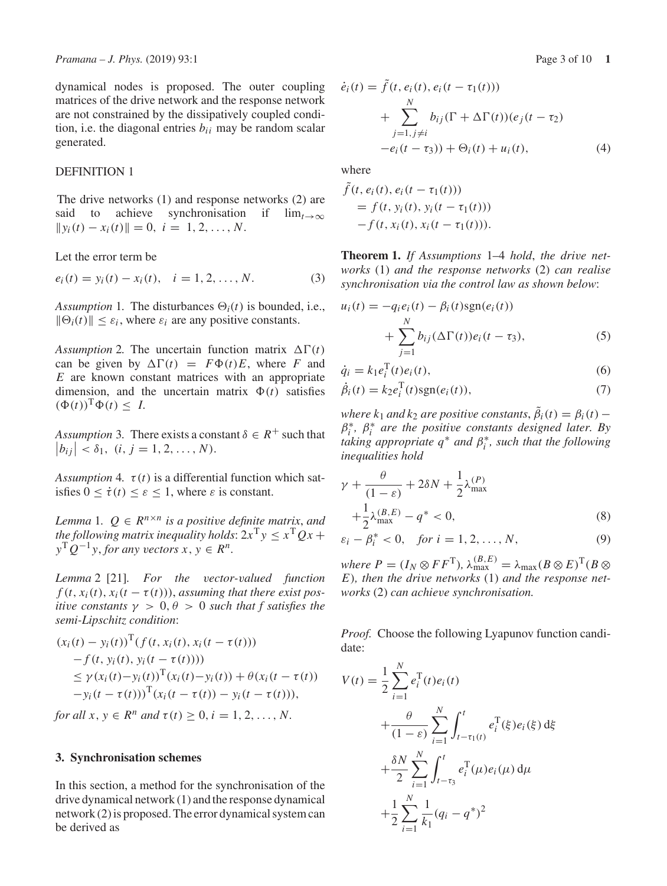dynamical nodes is proposed. The outer coupling matrices of the drive network and the response network are not constrained by the dissipatively coupled condition, i.e. the diagonal entries $b_{ii}$ may be random scalar generated.

DEFINITION 1

The drive networks (1) and response networks (2) are said to achieve synchronisation if $\lim_{t\to\infty} \|y_i(t) - x_i(t)\| = 0,\ i = 1, 2, \ldots, N$.

Let the error term be

$$e_i(t) = y_i(t) - x_i(t), \quad i = 1, 2, \ldots, N. \tag{3}$$

*Assumption* 1. The disturbances $\Theta_i(t)$ is bounded, i.e., $\|\Theta_i(t)\| \le \varepsilon_i$, where $\varepsilon_i$ are any positive constants.

*Assumption* 2. The uncertain function matrix $\Delta\Gamma(t)$ can be given by $\Delta\Gamma(t) = F\Phi(t)E$, where $F$ and $E$ are known constant matrices with an appropriate dimension, and the uncertain matrix $\Phi(t)$ satisfies $(\Phi(t))^{\mathrm{T}}\Phi(t) \le I$.

*Assumption* 3. There exists a constant $\delta \in R^+$ such that $|b_{ij}| < \delta_1,\ (i, j = 1, 2, \ldots, N)$.

*Assumption* 4. $\tau(t)$ is a differential function which satisfies $0 \le \dot{\tau}(t) \le \varepsilon \le 1$, where $\varepsilon$ is constant.

*Lemma* 1. *$Q \in R^{n\times n}$ is a positive definite matrix, and the following matrix inequality holds: $2x^{\mathrm{T}}y \le x^{\mathrm{T}}Qx + y^{\mathrm{T}}Q^{-1}y$, for any vectors $x, y \in R^n$.*

*Lemma* 2 [21]. *For the vector-valued function $f(t, x_i(t), x_i(t-\tau(t)))$, assuming that there exist positive constants $\gamma > 0, \theta > 0$ such that $f$ satisfies the semi-Lipschitz condition*:

$$\begin{aligned}
&(x_i(t) - y_i(t))^{\mathrm{T}}(f(t, x_i(t), x_i(t-\tau(t))) \\
&\quad - f(t, y_i(t), y_i(t-\tau(t)))) \\
&\quad \le \gamma(x_i(t)-y_i(t))^{\mathrm{T}}(x_i(t)-y_i(t)) + \theta(x_i(t-\tau(t)) \\
&\quad - y_i(t-\tau(t)))^{\mathrm{T}}(x_i(t-\tau(t)) - y_i(t-\tau(t))),
\end{aligned}$$

*for all $x, y \in R^n$ and $\tau(t) \ge 0, i = 1, 2, \ldots, N$.*

## 3. Synchronisation schemes

In this section, a method for the synchronisation of the drive dynamical network (1) and the response dynamical network (2) is proposed. The error dynamical system can be derived as

$$\begin{aligned}
\dot{e}_i(t) &= \tilde{f}(t, e_i(t), e_i(t-\tau_1(t))) \\
&\quad + \sum_{j=1, j\ne i}^{N} b_{ij}(\Gamma + \Delta\Gamma(t))(e_j(t-\tau_2) \\
&\quad - e_i(t-\tau_3)) + \Theta_i(t) + u_i(t),
\end{aligned} \tag{4}$$

where

$$\begin{aligned}
&\tilde{f}(t, e_i(t), e_i(t-\tau_1(t))) \\
&\quad = f(t, y_i(t), y_i(t-\tau_1(t))) \\
&\quad - f(t, x_i(t), x_i(t-\tau_1(t))).
\end{aligned}$$

**Theorem 1.** *If Assumptions 1–4 hold, the drive networks (1) and the response networks (2) can realise synchronisation via the control law as shown below*:

$$\begin{aligned}
u_i(t) &= -q_i e_i(t) - \beta_i(t)\operatorname{sgn}(e_i(t)) \\
&\quad + \sum_{j=1}^{N} b_{ij}(\Delta\Gamma(t))e_i(t-\tau_3),
\end{aligned} \tag{5}$$

$$\dot{q}_i = k_1 e_i^{\mathrm{T}}(t)e_i(t), \tag{6}$$

$$\dot{\beta}_i(t) = k_2 e_i^{\mathrm{T}}(t)\operatorname{sgn}(e_i(t)), \tag{7}$$

*where $k_1$ and $k_2$ are positive constants, $\tilde{\beta}_i(t) = \beta_i(t) - \beta_i^*$, $\beta_i^*$ are the positive constants designed later. By taking appropriate $q^*$ and $\beta_i^*$, such that the following inequalities hold*

$$\begin{aligned}
&\gamma + \frac{\theta}{(1-\varepsilon)} + 2\delta N + \frac{1}{2}\lambda_{\max}^{(P)} \\
&\quad + \frac{1}{2}\lambda_{\max}^{(B,E)} - q^* < 0,
\end{aligned} \tag{8}$$

$$\varepsilon_i - \beta_i^* < 0, \quad \text{for } i = 1, 2, \ldots, N, \tag{9}$$

*where $P = (I_N \otimes FF^{\mathrm{T}})$, $\lambda_{\max}^{(B,E)} = \lambda_{\max}(B\otimes E)^{\mathrm{T}}(B\otimes E)$, then the drive networks (1) and the response networks (2) can achieve synchronisation.*

*Proof.* Choose the following Lyapunov function candidate:

$$\begin{aligned}
V(t) &= \frac{1}{2}\sum_{i=1}^{N} e_i^{\mathrm{T}}(t)e_i(t) \\
&\quad + \frac{\theta}{(1-\varepsilon)}\sum_{i=1}^{N}\int_{t-\tau_1(t)}^{t} e_i^{\mathrm{T}}(\xi)e_i(\xi)\,\mathrm{d}\xi \\
&\quad + \frac{\delta N}{2}\sum_{i=1}^{N}\int_{t-\tau_3}^{t} e_i^{\mathrm{T}}(\mu)e_i(\mu)\,\mathrm{d}\mu \\
&\quad + \frac{1}{2}\sum_{i=1}^{N}\frac{1}{k_1}(q_i - q^*)^2
\end{aligned}$$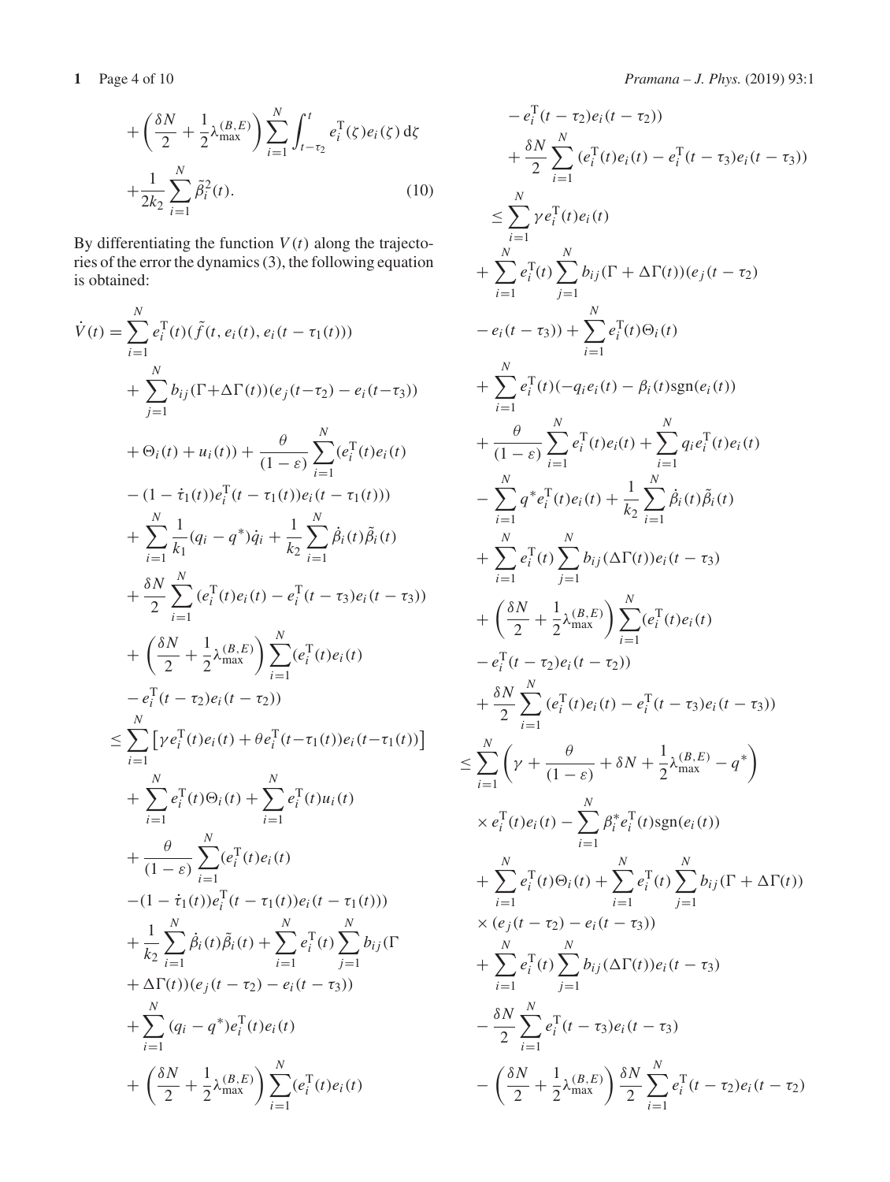$$
+\left(\frac{\delta N}{2}+\frac{1}{2}\lambda_{\max}^{(B,E)}\right)\sum_{i=1}^{N}\int_{t-\tau_2}^{t} e_i^{\mathrm{T}}(\zeta)e_i(\zeta)\,\mathrm{d}\zeta
+\frac{1}{2k_2}\sum_{i=1}^{N}\tilde{\beta}_i^2(t). \tag{10}
$$

By differentiating the function $V(t)$ along the trajectories of the error the dynamics (3), the following equation is obtained:

$$
\begin{aligned}
\dot{V}(t) &= \sum_{i=1}^{N} e_i^{\mathrm{T}}(t)(\tilde{f}(t,e_i(t),e_i(t-\tau_1(t))) \\
&\quad + \sum_{j=1}^{N} b_{ij}(\Gamma+\Delta\Gamma(t))(e_j(t-\tau_2)-e_i(t-\tau_3)) \\
&\quad + \Theta_i(t)+u_i(t)) + \frac{\theta}{(1-\varepsilon)}\sum_{i=1}^{N}(e_i^{\mathrm{T}}(t)e_i(t) \\
&\quad - (1-\dot{\tau}_1(t))e_i^{\mathrm{T}}(t-\tau_1(t))e_i(t-\tau_1(t))) \\
&\quad + \sum_{i=1}^{N}\frac{1}{k_1}(q_i-q^*)\dot{q}_i + \frac{1}{k_2}\sum_{i=1}^{N}\dot{\beta}_i(t)\tilde{\beta}_i(t) \\
&\quad + \frac{\delta N}{2}\sum_{i=1}^{N}(e_i^{\mathrm{T}}(t)e_i(t)-e_i^{\mathrm{T}}(t-\tau_3)e_i(t-\tau_3)) \\
&\quad + \left(\frac{\delta N}{2}+\frac{1}{2}\lambda_{\max}^{(B,E)}\right)\sum_{i=1}^{N}(e_i^{\mathrm{T}}(t)e_i(t) \\
&\quad - e_i^{\mathrm{T}}(t-\tau_2)e_i(t-\tau_2)) \\
&\le \sum_{i=1}^{N}\left[\gamma e_i^{\mathrm{T}}(t)e_i(t)+\theta e_i^{\mathrm{T}}(t-\tau_1(t))e_i(t-\tau_1(t))\right] \\
&\quad + \sum_{i=1}^{N} e_i^{\mathrm{T}}(t)\Theta_i(t) + \sum_{i=1}^{N} e_i^{\mathrm{T}}(t)u_i(t) \\
&\quad + \frac{\theta}{(1-\varepsilon)}\sum_{i=1}^{N}(e_i^{\mathrm{T}}(t)e_i(t) \\
&\quad -(1-\dot{\tau}_1(t))e_i^{\mathrm{T}}(t-\tau_1(t))e_i(t-\tau_1(t))) \\
&\quad + \frac{1}{k_2}\sum_{i=1}^{N}\dot{\beta}_i(t)\tilde{\beta}_i(t) + \sum_{i=1}^{N} e_i^{\mathrm{T}}(t)\sum_{j=1}^{N} b_{ij}(\Gamma \\
&\quad + \Delta\Gamma(t))(e_j(t-\tau_2)-e_i(t-\tau_3)) \\
&\quad + \sum_{i=1}^{N}(q_i-q^*)e_i^{\mathrm{T}}(t)e_i(t) \\
&\quad + \left(\frac{\delta N}{2}+\frac{1}{2}\lambda_{\max}^{(B,E)}\right)\sum_{i=1}^{N}(e_i^{\mathrm{T}}(t)e_i(t) \\
&\quad - e_i^{\mathrm{T}}(t-\tau_2)e_i(t-\tau_2)) \\
&\quad + \frac{\delta N}{2}\sum_{i=1}^{N}(e_i^{\mathrm{T}}(t)e_i(t)-e_i^{\mathrm{T}}(t-\tau_3)e_i(t-\tau_3)) \\
&\le \sum_{i=1}^{N}\gamma e_i^{\mathrm{T}}(t)e_i(t) \\
&\quad + \sum_{i=1}^{N} e_i^{\mathrm{T}}(t)\sum_{j=1}^{N} b_{ij}(\Gamma+\Delta\Gamma(t))(e_j(t-\tau_2) \\
&\quad - e_i(t-\tau_3)) + \sum_{i=1}^{N} e_i^{\mathrm{T}}(t)\Theta_i(t) \\
&\quad + \sum_{i=1}^{N} e_i^{\mathrm{T}}(t)(-q_ie_i(t)-\beta_i(t)\mathrm{sgn}(e_i(t))) \\
&\quad + \frac{\theta}{(1-\varepsilon)}\sum_{i=1}^{N} e_i^{\mathrm{T}}(t)e_i(t) + \sum_{i=1}^{N} q_ie_i^{\mathrm{T}}(t)e_i(t) \\
&\quad - \sum_{i=1}^{N} q^*e_i^{\mathrm{T}}(t)e_i(t) + \frac{1}{k_2}\sum_{i=1}^{N}\dot{\beta}_i(t)\tilde{\beta}_i(t) \\
&\quad + \sum_{i=1}^{N} e_i^{\mathrm{T}}(t)\sum_{j=1}^{N} b_{ij}(\Delta\Gamma(t))e_i(t-\tau_3) \\
&\quad + \left(\frac{\delta N}{2}+\frac{1}{2}\lambda_{\max}^{(B,E)}\right)\sum_{i=1}^{N}(e_i^{\mathrm{T}}(t)e_i(t) \\
&\quad - e_i^{\mathrm{T}}(t-\tau_2)e_i(t-\tau_2)) \\
&\quad + \frac{\delta N}{2}\sum_{i=1}^{N}(e_i^{\mathrm{T}}(t)e_i(t)-e_i^{\mathrm{T}}(t-\tau_3)e_i(t-\tau_3)) \\
&\le \sum_{i=1}^{N}\left(\gamma+\frac{\theta}{(1-\varepsilon)}+\delta N+\frac{1}{2}\lambda_{\max}^{(B,E)}-q^*\right) \\
&\quad \times e_i^{\mathrm{T}}(t)e_i(t) - \sum_{i=1}^{N}\beta_i^* e_i^{\mathrm{T}}(t)\mathrm{sgn}(e_i(t)) \\
&\quad + \sum_{i=1}^{N} e_i^{\mathrm{T}}(t)\Theta_i(t) + \sum_{i=1}^{N} e_i^{\mathrm{T}}(t)\sum_{j=1}^{N} b_{ij}(\Gamma+\Delta\Gamma(t)) \\
&\quad \times (e_j(t-\tau_2)-e_i(t-\tau_3)) \\
&\quad + \sum_{i=1}^{N} e_i^{\mathrm{T}}(t)\sum_{j=1}^{N} b_{ij}(\Delta\Gamma(t))e_i(t-\tau_3) \\
&\quad - \frac{\delta N}{2}\sum_{i=1}^{N} e_i^{\mathrm{T}}(t-\tau_3)e_i(t-\tau_3) \\
&\quad - \left(\frac{\delta N}{2}+\frac{1}{2}\lambda_{\max}^{(B,E)}\right)\frac{\delta N}{2}\sum_{i=1}^{N} e_i^{\mathrm{T}}(t-\tau_2)e_i(t-\tau_2)
\end{aligned}
$$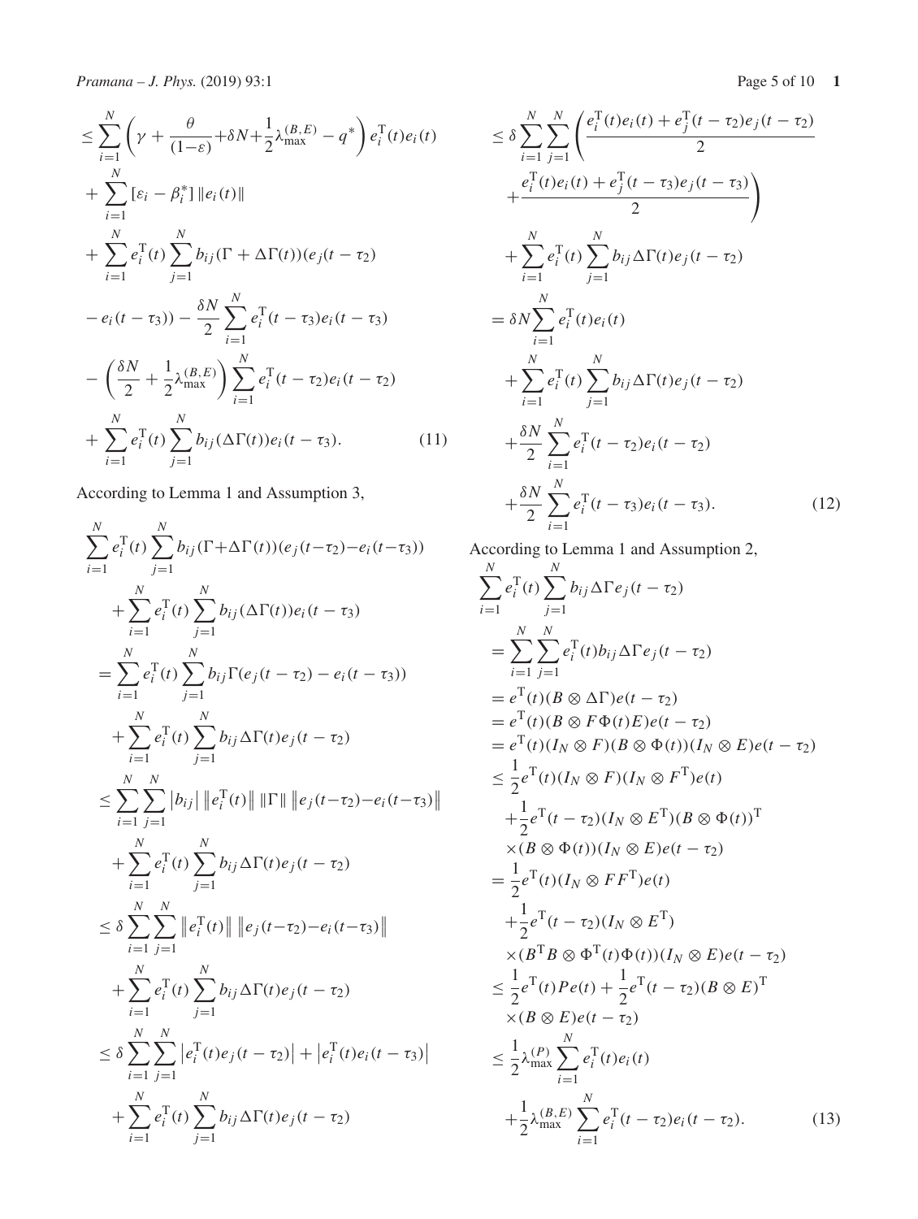$$
\begin{aligned}
&\leq \sum_{i=1}^{N}\left(\gamma+\frac{\theta}{(1-\varepsilon)}+\delta N+\frac{1}{2}\lambda_{\max}^{(B,E)}-q^{*}\right)e_i^{\mathrm{T}}(t)e_i(t)\\
&+\sum_{i=1}^{N}[\varepsilon_i-\beta_i^{*}]\left\|e_i(t)\right\|\\
&+\sum_{i=1}^{N}e_i^{\mathrm{T}}(t)\sum_{j=1}^{N}b_{ij}(\Gamma+\Delta\Gamma(t))(e_j(t-\tau_2)\\
&-e_i(t-\tau_3))-\frac{\delta N}{2}\sum_{i=1}^{N}e_i^{\mathrm{T}}(t-\tau_3)e_i(t-\tau_3)\\
&-\left(\frac{\delta N}{2}+\frac{1}{2}\lambda_{\max}^{(B,E)}\right)\sum_{i=1}^{N}e_i^{\mathrm{T}}(t-\tau_2)e_i(t-\tau_2)\\
&+\sum_{i=1}^{N}e_i^{\mathrm{T}}(t)\sum_{j=1}^{N}b_{ij}(\Delta\Gamma(t))e_i(t-\tau_3). \qquad (11)
\end{aligned}
$$

According to Lemma 1 and Assumption 3,

$$
\begin{aligned}
&\sum_{i=1}^{N}e_i^{\mathrm{T}}(t)\sum_{j=1}^{N}b_{ij}(\Gamma+\Delta\Gamma(t))(e_j(t-\tau_2)-e_i(t-\tau_3))\\
&\quad+\sum_{i=1}^{N}e_i^{\mathrm{T}}(t)\sum_{j=1}^{N}b_{ij}(\Delta\Gamma(t))e_i(t-\tau_3)\\
&=\sum_{i=1}^{N}e_i^{\mathrm{T}}(t)\sum_{j=1}^{N}b_{ij}\Gamma(e_j(t-\tau_2)-e_i(t-\tau_3))\\
&\quad+\sum_{i=1}^{N}e_i^{\mathrm{T}}(t)\sum_{j=1}^{N}b_{ij}\Delta\Gamma(t)e_j(t-\tau_2)\\
&\leq\sum_{i=1}^{N}\sum_{j=1}^{N}\left|b_{ij}\right|\left\|e_i^{\mathrm{T}}(t)\right\|\left\|\Gamma\right\|\left\|e_j(t-\tau_2)-e_i(t-\tau_3)\right\|\\
&\quad+\sum_{i=1}^{N}e_i^{\mathrm{T}}(t)\sum_{j=1}^{N}b_{ij}\Delta\Gamma(t)e_j(t-\tau_2)\\
&\leq\delta\sum_{i=1}^{N}\sum_{j=1}^{N}\left\|e_i^{\mathrm{T}}(t)\right\|\left\|e_j(t-\tau_2)-e_i(t-\tau_3)\right\|\\
&\quad+\sum_{i=1}^{N}e_i^{\mathrm{T}}(t)\sum_{j=1}^{N}b_{ij}\Delta\Gamma(t)e_j(t-\tau_2)\\
&\leq\delta\sum_{i=1}^{N}\sum_{j=1}^{N}\left|e_i^{\mathrm{T}}(t)e_j(t-\tau_2)\right|+\left|e_i^{\mathrm{T}}(t)e_i(t-\tau_3)\right|\\
&\quad+\sum_{i=1}^{N}e_i^{\mathrm{T}}(t)\sum_{j=1}^{N}b_{ij}\Delta\Gamma(t)e_j(t-\tau_2)\\
&\leq\delta\sum_{i=1}^{N}\sum_{j=1}^{N}\left(\frac{e_i^{\mathrm{T}}(t)e_i(t)+e_j^{\mathrm{T}}(t-\tau_2)e_j(t-\tau_2)}{2}\right.\\
&\quad\left.+\frac{e_i^{\mathrm{T}}(t)e_i(t)+e_j^{\mathrm{T}}(t-\tau_3)e_j(t-\tau_3)}{2}\right)\\
&\quad+\sum_{i=1}^{N}e_i^{\mathrm{T}}(t)\sum_{j=1}^{N}b_{ij}\Delta\Gamma(t)e_j(t-\tau_2)\\
&=\delta N\sum_{i=1}^{N}e_i^{\mathrm{T}}(t)e_i(t)\\
&\quad+\sum_{i=1}^{N}e_i^{\mathrm{T}}(t)\sum_{j=1}^{N}b_{ij}\Delta\Gamma(t)e_j(t-\tau_2)\\
&\quad+\frac{\delta N}{2}\sum_{i=1}^{N}e_i^{\mathrm{T}}(t-\tau_2)e_i(t-\tau_2)\\
&\quad+\frac{\delta N}{2}\sum_{i=1}^{N}e_i^{\mathrm{T}}(t-\tau_3)e_i(t-\tau_3). \qquad (12)
\end{aligned}
$$

According to Lemma 1 and Assumption 2,

$$
\begin{aligned}
&\sum_{i=1}^{N}e_i^{\mathrm{T}}(t)\sum_{j=1}^{N}b_{ij}\Delta\Gamma e_j(t-\tau_2)\\
&=\sum_{i=1}^{N}\sum_{j=1}^{N}e_i^{\mathrm{T}}(t)b_{ij}\Delta\Gamma e_j(t-\tau_2)\\
&=e^{\mathrm{T}}(t)(B\otimes\Delta\Gamma)e(t-\tau_2)\\
&=e^{\mathrm{T}}(t)(B\otimes F\Phi(t)E)e(t-\tau_2)\\
&=e^{\mathrm{T}}(t)(I_N\otimes F)(B\otimes\Phi(t))(I_N\otimes E)e(t-\tau_2)\\
&\leq\frac{1}{2}e^{\mathrm{T}}(t)(I_N\otimes F)(I_N\otimes F^{\mathrm{T}})e(t)\\
&\quad+\frac{1}{2}e^{\mathrm{T}}(t-\tau_2)(I_N\otimes E^{\mathrm{T}})(B\otimes\Phi(t))^{\mathrm{T}}\\
&\quad\times(B\otimes\Phi(t))(I_N\otimes E)e(t-\tau_2)\\
&=\frac{1}{2}e^{\mathrm{T}}(t)(I_N\otimes FF^{\mathrm{T}})e(t)\\
&\quad+\frac{1}{2}e^{\mathrm{T}}(t-\tau_2)(I_N\otimes E^{\mathrm{T}})\\
&\quad\times(B^{\mathrm{T}}B\otimes\Phi^{\mathrm{T}}(t)\Phi(t))(I_N\otimes E)e(t-\tau_2)\\
&\leq\frac{1}{2}e^{\mathrm{T}}(t)Pe(t)+\frac{1}{2}e^{\mathrm{T}}(t-\tau_2)(B\otimes E)^{\mathrm{T}}\\
&\quad\times(B\otimes E)e(t-\tau_2)\\
&\leq\frac{1}{2}\lambda_{\max}^{(P)}\sum_{i=1}^{N}e_i^{\mathrm{T}}(t)e_i(t)\\
&\quad+\frac{1}{2}\lambda_{\max}^{(B,E)}\sum_{i=1}^{N}e_i^{\mathrm{T}}(t-\tau_2)e_i(t-\tau_2). \qquad (13)
\end{aligned}
$$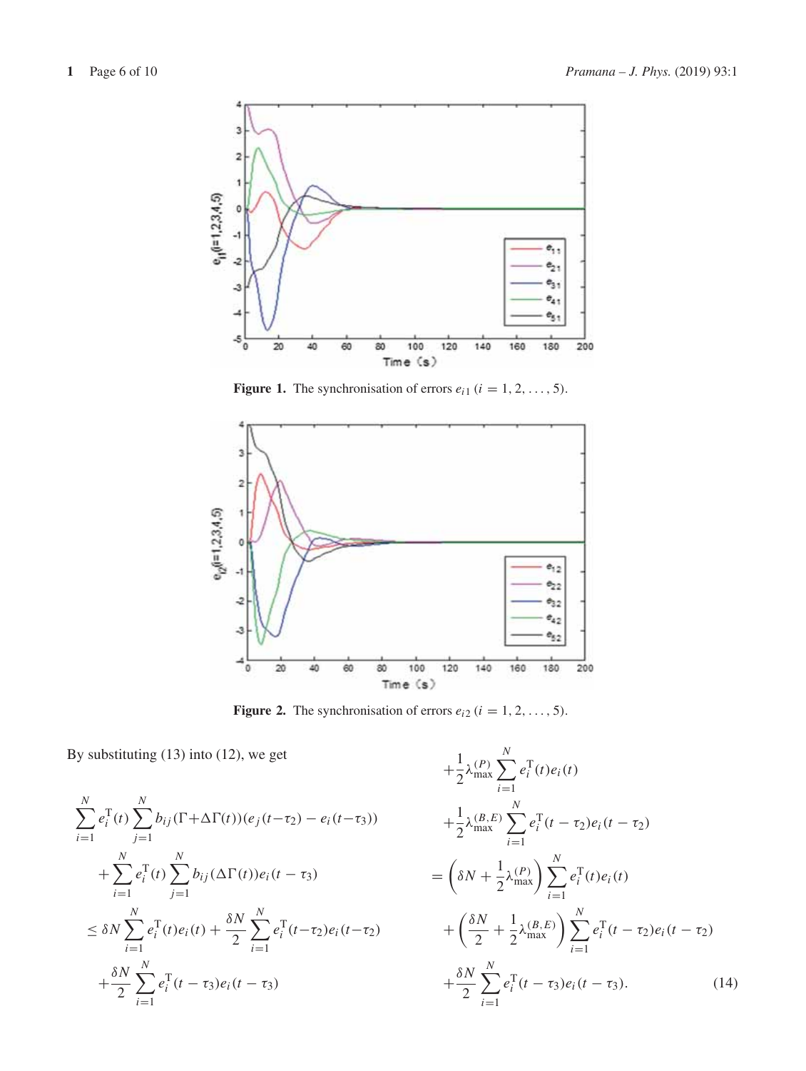Figure 1. The synchronisation of errors $e_{i1}$ $(i = 1, 2, \ldots, 5)$.

Figure 2. The synchronisation of errors $e_{i2}$ $(i = 1, 2, \ldots, 5)$.

By substituting (13) into (12), we get

$$
\begin{aligned}
&\sum_{i=1}^{N} e_i^{\mathrm{T}}(t) \sum_{j=1}^{N} b_{ij}(\Gamma+\Delta\Gamma(t))(e_j(t-\tau_2) - e_i(t-\tau_3)) \\
&\quad + \sum_{i=1}^{N} e_i^{\mathrm{T}}(t) \sum_{j=1}^{N} b_{ij}(\Delta\Gamma(t)) e_i(t-\tau_3) \\
&\leq \delta N \sum_{i=1}^{N} e_i^{\mathrm{T}}(t) e_i(t) + \frac{\delta N}{2} \sum_{i=1}^{N} e_i^{\mathrm{T}}(t-\tau_2) e_i(t-\tau_2) \\
&\quad + \frac{\delta N}{2} \sum_{i=1}^{N} e_i^{\mathrm{T}}(t-\tau_3) e_i(t-\tau_3) \\
&\quad + \frac{1}{2}\lambda_{\max}^{(P)} \sum_{i=1}^{N} e_i^{\mathrm{T}}(t) e_i(t) \\
&\quad + \frac{1}{2}\lambda_{\max}^{(B,E)} \sum_{i=1}^{N} e_i^{\mathrm{T}}(t-\tau_2) e_i(t-\tau_2) \\
&= \left(\delta N + \frac{1}{2}\lambda_{\max}^{(P)}\right) \sum_{i=1}^{N} e_i^{\mathrm{T}}(t) e_i(t) \\
&\quad + \left(\frac{\delta N}{2} + \frac{1}{2}\lambda_{\max}^{(B,E)}\right) \sum_{i=1}^{N} e_i^{\mathrm{T}}(t-\tau_2) e_i(t-\tau_2) \\
&\quad + \frac{\delta N}{2} \sum_{i=1}^{N} e_i^{\mathrm{T}}(t-\tau_3) e_i(t-\tau_3). \qquad (14)
\end{aligned}
$$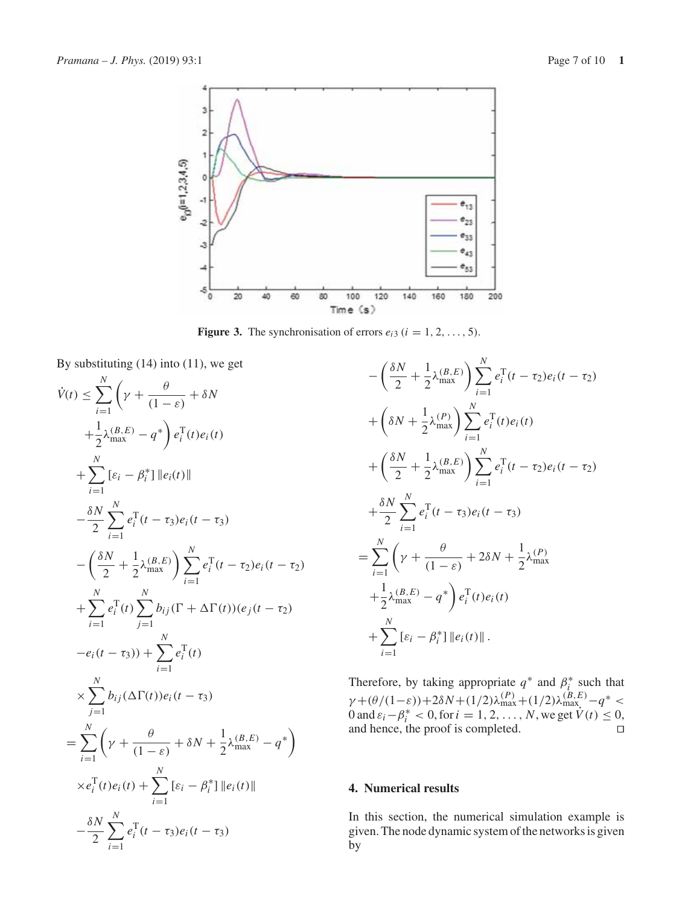Figure 3. The synchronisation of errors $e_{i3}$ $(i = 1, 2, \ldots, 5)$.

By substituting (14) into (11), we get

$$
\begin{aligned}
\dot{V}(t) \leq & \sum_{i=1}^{N} \left( \gamma + \frac{\theta}{(1-\varepsilon)} + \delta N + \frac{1}{2}\lambda_{\max}^{(B,E)} - q^* \right) e_i^{\mathrm{T}}(t) e_i(t) \\
& + \sum_{i=1}^{N} [\varepsilon_i - \beta_i^*] \, \|e_i(t)\| \\
& - \frac{\delta N}{2} \sum_{i=1}^{N} e_i^{\mathrm{T}}(t-\tau_3) e_i(t-\tau_3) \\
& - \left( \frac{\delta N}{2} + \frac{1}{2}\lambda_{\max}^{(B,E)} \right) \sum_{i=1}^{N} e_i^{\mathrm{T}}(t-\tau_2) e_i(t-\tau_2) \\
& + \sum_{i=1}^{N} e_i^{\mathrm{T}}(t) \sum_{j=1}^{N} b_{ij} (\Gamma + \Delta\Gamma(t)) (e_j(t-\tau_2) \\
& - e_i(t-\tau_3)) + \sum_{i=1}^{N} e_i^{\mathrm{T}}(t) \\
& \times \sum_{j=1}^{N} b_{ij} (\Delta\Gamma(t)) e_i(t-\tau_3) \\
= & \sum_{i=1}^{N} \left( \gamma + \frac{\theta}{(1-\varepsilon)} + \delta N + \frac{1}{2}\lambda_{\max}^{(B,E)} - q^* \right) \\
& \times e_i^{\mathrm{T}}(t) e_i(t) + \sum_{i=1}^{N} [\varepsilon_i - \beta_i^*] \, \|e_i(t)\| \\
& - \frac{\delta N}{2} \sum_{i=1}^{N} e_i^{\mathrm{T}}(t-\tau_3) e_i(t-\tau_3) \\
& - \left( \frac{\delta N}{2} + \frac{1}{2}\lambda_{\max}^{(B,E)} \right) \sum_{i=1}^{N} e_i^{\mathrm{T}}(t-\tau_2) e_i(t-\tau_2) \\
& + \left( \delta N + \frac{1}{2}\lambda_{\max}^{(P)} \right) \sum_{i=1}^{N} e_i^{\mathrm{T}}(t) e_i(t) \\
& + \left( \frac{\delta N}{2} + \frac{1}{2}\lambda_{\max}^{(B,E)} \right) \sum_{i=1}^{N} e_i^{\mathrm{T}}(t-\tau_2) e_i(t-\tau_2) \\
& + \frac{\delta N}{2} \sum_{i=1}^{N} e_i^{\mathrm{T}}(t-\tau_3) e_i(t-\tau_3) \\
= & \sum_{i=1}^{N} \left( \gamma + \frac{\theta}{(1-\varepsilon)} + 2\delta N + \frac{1}{2}\lambda_{\max}^{(P)} + \frac{1}{2}\lambda_{\max}^{(B,E)} - q^* \right) e_i^{\mathrm{T}}(t) e_i(t) \\
& + \sum_{i=1}^{N} [\varepsilon_i - \beta_i^*] \, \|e_i(t)\| .
\end{aligned}
$$

Therefore, by taking appropriate $q^*$ and $\beta_i^*$ such that $\gamma + (\theta/(1-\varepsilon)) + 2\delta N + (1/2)\lambda_{\max}^{(P)} + (1/2)\lambda_{\max}^{(B,E)} - q^* < 0$ and $\varepsilon_i - \beta_i^* < 0$, for $i = 1, 2, \ldots, N$, we get $\dot{V}(t) \leq 0$, and hence, the proof is completed. □

## 4. Numerical results

In this section, the numerical simulation example is given. The node dynamic system of the networks is given by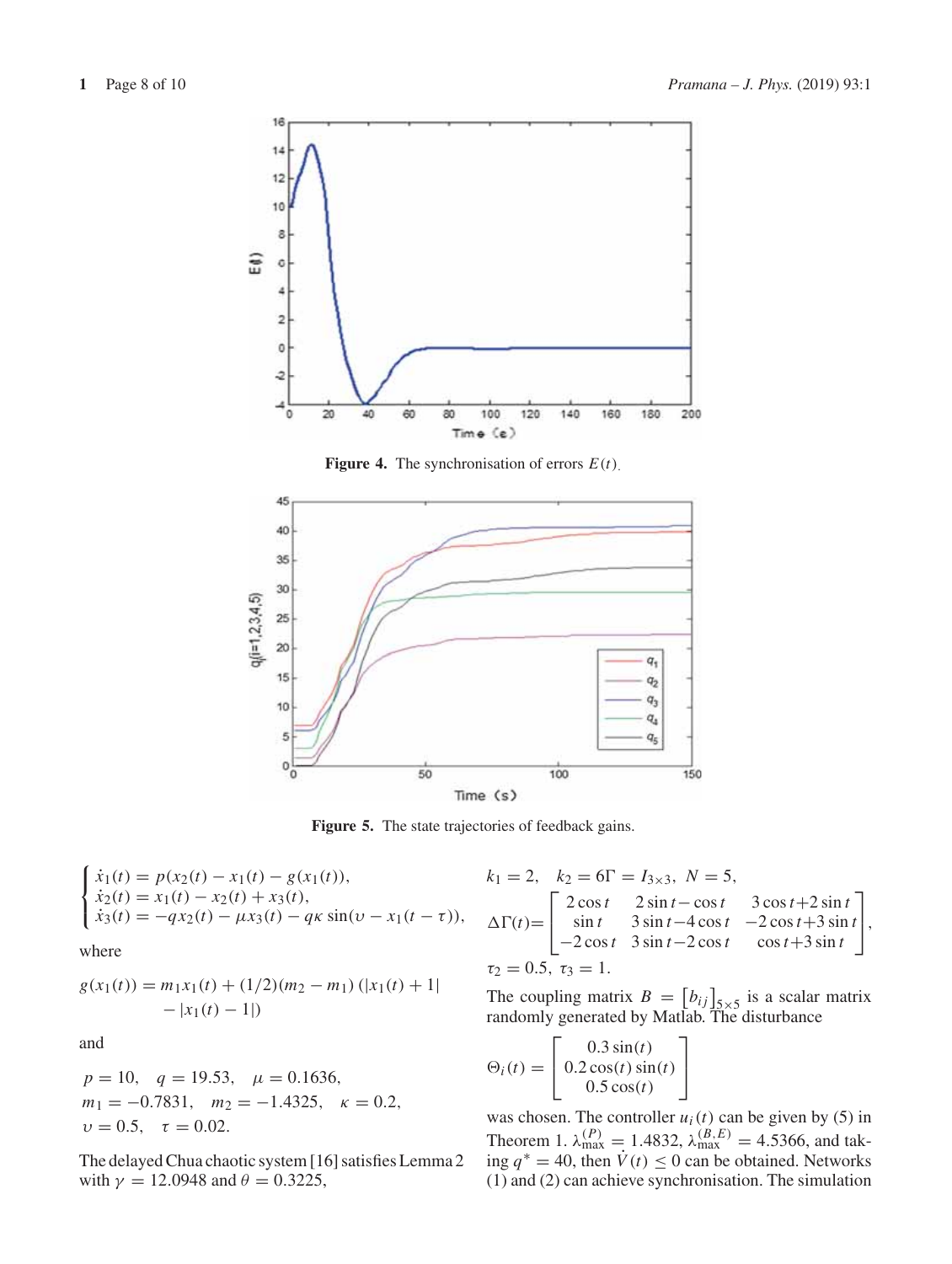Figure 4. The synchronisation of errors $E(t)$.

Figure 5. The state trajectories of feedback gains.

$$
\begin{cases}
\dot{x}_1(t) = p(x_2(t) - x_1(t) - g(x_1(t)), \\
\dot{x}_2(t) = x_1(t) - x_2(t) + x_3(t), \\
\dot{x}_3(t) = -qx_2(t) - \mu x_3(t) - q\kappa \sin(\upsilon - x_1(t - \tau)),
\end{cases}
$$

where

$$
g(x_1(t)) = m_1 x_1(t) + (1/2)(m_2 - m_1)\left(|x_1(t) + 1| - |x_1(t) - 1|\right)
$$

and

$$
p = 10, \quad q = 19.53, \quad \mu = 0.1636,
$$
$$
m_1 = -0.7831, \quad m_2 = -1.4325, \quad \kappa = 0.2,
$$
$$
\upsilon = 0.5, \quad \tau = 0.02.
$$

The delayed Chua chaotic system [16] satisfies Lemma 2 with $\gamma = 12.0948$ and $\theta = 0.3225$,

$$
k_1 = 2, \quad k_2 = 6\Gamma = I_{3\times 3}, \; N = 5,
$$

$$
\Delta\Gamma(t) = \begin{bmatrix} 2\cos t & 2\sin t - \cos t & 3\cos t + 2\sin t \\ \sin t & 3\sin t - 4\cos t & -2\cos t + 3\sin t \\ -2\cos t & 3\sin t - 2\cos t & \cos t + 3\sin t \end{bmatrix},
$$

$\tau_2 = 0.5, \; \tau_3 = 1.$

The coupling matrix $B = \left[b_{ij}\right]_{5\times 5}$ is a scalar matrix randomly generated by Matlab. The disturbance

$$
\Theta_i(t) = \begin{bmatrix} 0.3\sin(t) \\ 0.2\cos(t)\sin(t) \\ 0.5\cos(t) \end{bmatrix}
$$

was chosen. The controller $u_i(t)$ can be given by (5) in Theorem 1. $\lambda_{\max}^{(P)} = 1.4832$, $\lambda_{\max}^{(B,E)} = 4.5366$, and taking $q^* = 40$, then $\dot{V}(t) \leq 0$ can be obtained. Networks (1) and (2) can achieve synchronisation. The simulation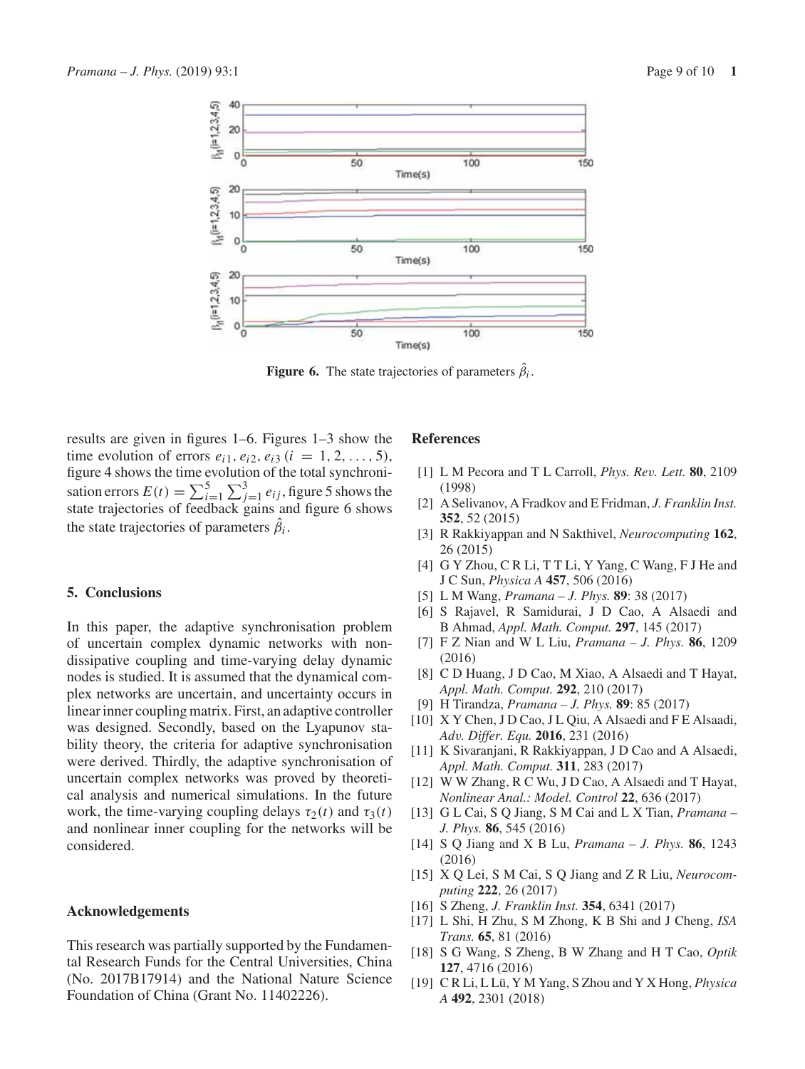Figure 6. The state trajectories of parameters $\hat{\beta}_i$.

results are given in figures 1–6. Figures 1–3 show the time evolution of errors $e_{i1}, e_{i2}, e_{i3}$ $(i = 1, 2, \ldots, 5)$, figure 4 shows the time evolution of the total synchronisation errors $E(t) = \sum_{i=1}^{5} \sum_{j=1}^{3} e_{ij}$, figure 5 shows the state trajectories of feedback gains and figure 6 shows the state trajectories of parameters $\hat{\beta}_i$.

## 5. Conclusions

In this paper, the adaptive synchronisation problem of uncertain complex dynamic networks with non-dissipative coupling and time-varying delay dynamic nodes is studied. It is assumed that the dynamical complex networks are uncertain, and uncertainty occurs in linear inner coupling matrix. First, an adaptive controller was designed. Secondly, based on the Lyapunov stability theory, the criteria for adaptive synchronisation were derived. Thirdly, the adaptive synchronisation of uncertain complex networks was proved by theoretical analysis and numerical simulations. In the future work, the time-varying coupling delays $\tau_2(t)$ and $\tau_3(t)$ and nonlinear inner coupling for the networks will be considered.

## Acknowledgements

This research was partially supported by the Fundamental Research Funds for the Central Universities, China (No. 2017B17914) and the National Nature Science Foundation of China (Grant No. 11402226).

## References

[1] L M Pecora and T L Carroll, *Phys. Rev. Lett.* **80**, 2109 (1998)

[2] A Selivanov, A Fradkov and E Fridman, *J. Franklin Inst.* **352**, 52 (2015)

[3] R Rakkiyappan and N Sakthivel, *Neurocomputing* **162**, 26 (2015)

[4] G Y Zhou, C R Li, T T Li, Y Yang, C Wang, F J He and J C Sun, *Physica A* **457**, 506 (2016)

[5] L M Wang, *Pramana – J. Phys.* **89**: 38 (2017)

[6] S Rajavel, R Samidurai, J D Cao, A Alsaedi and B Ahmad, *Appl. Math. Comput.* **297**, 145 (2017)

[7] F Z Nian and W L Liu, *Pramana – J. Phys.* **86**, 1209 (2016)

[8] C D Huang, J D Cao, M Xiao, A Alsaedi and T Hayat, *Appl. Math. Comput.* **292**, 210 (2017)

[9] H Tirandza, *Pramana – J. Phys.* **89**: 85 (2017)

[10] X Y Chen, J D Cao, J L Qiu, A Alsaedi and F E Alsaadi, *Adv. Differ. Equ.* **2016**, 231 (2016)

[11] K Sivaranjani, R Rakkiyappan, J D Cao and A Alsaedi, *Appl. Math. Comput.* **311**, 283 (2017)

[12] W W Zhang, R C Wu, J D Cao, A Alsaedi and T Hayat, *Nonlinear Anal.: Model. Control* **22**, 636 (2017)

[13] G L Cai, S Q Jiang, S M Cai and L X Tian, *Pramana – J. Phys.* **86**, 545 (2016)

[14] S Q Jiang and X B Lu, *Pramana – J. Phys.* **86**, 1243 (2016)

[15] X Q Lei, S M Cai, S Q Jiang and Z R Liu, *Neurocomputing* **222**, 26 (2017)

[16] S Zheng, *J. Franklin Inst.* **354**, 6341 (2017)

[17] L Shi, H Zhu, S M Zhong, K B Shi and J Cheng, *ISA Trans.* **65**, 81 (2016)

[18] S G Wang, S Zheng, B W Zhang and H T Cao, *Optik* **127**, 4716 (2016)

[19] C R Li, L Lü, Y M Yang, S Zhou and Y X Hong, *Physica A* **492**, 2301 (2018)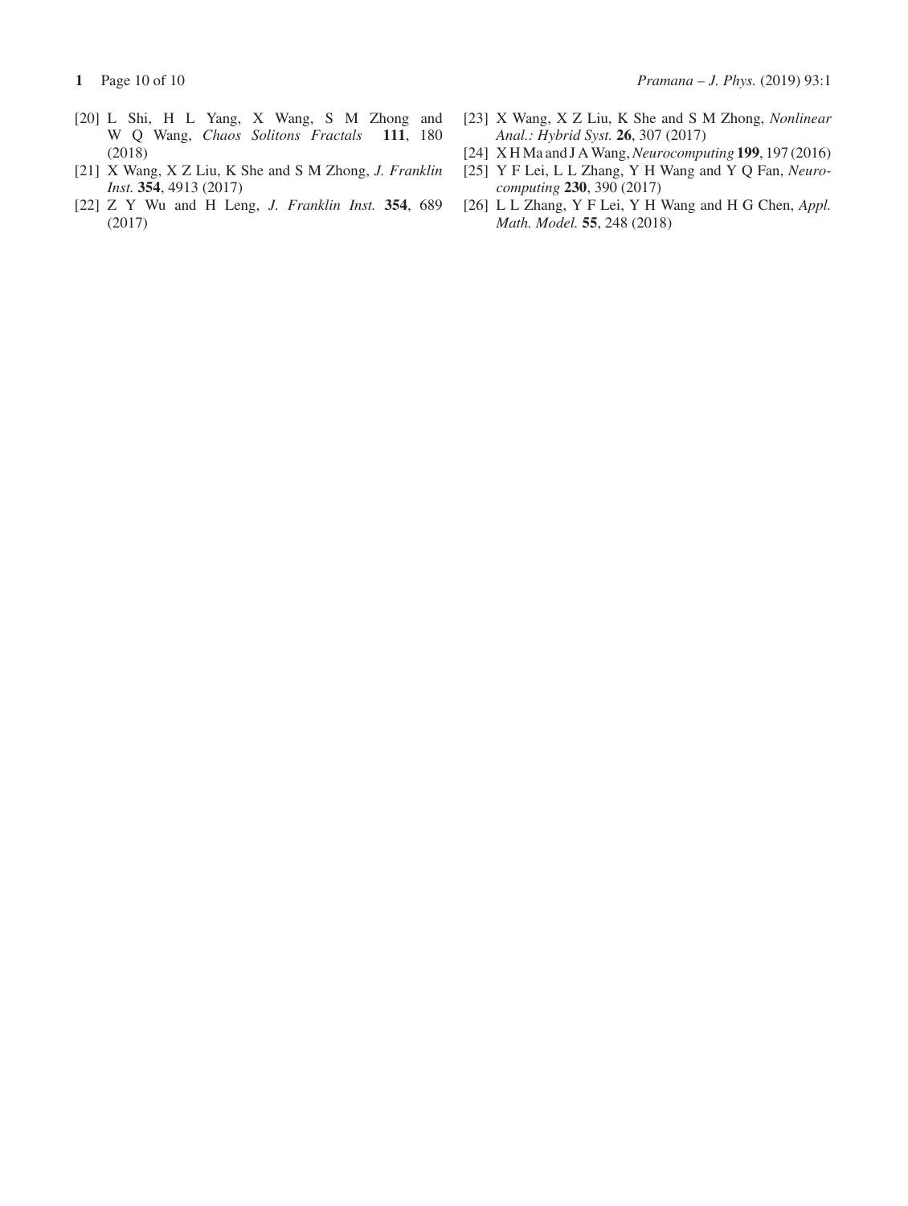[20] L Shi, H L Yang, X Wang, S M Zhong and W Q Wang, *Chaos Solitons Fractals* **111**, 180 (2018)

[21] X Wang, X Z Liu, K She and S M Zhong, *J. Franklin Inst.* **354**, 4913 (2017)

[22] Z Y Wu and H Leng, *J. Franklin Inst.* **354**, 689 (2017)

[23] X Wang, X Z Liu, K She and S M Zhong, *Nonlinear Anal.: Hybrid Syst.* **26**, 307 (2017)

[24] X H Ma and J A Wang, *Neurocomputing* **199**, 197 (2016)

[25] Y F Lei, L L Zhang, Y H Wang and Y Q Fan, *Neurocomputing* **230**, 390 (2017)

[26] L L Zhang, Y F Lei, Y H Wang and H G Chen, *Appl. Math. Model.* **55**, 248 (2018)